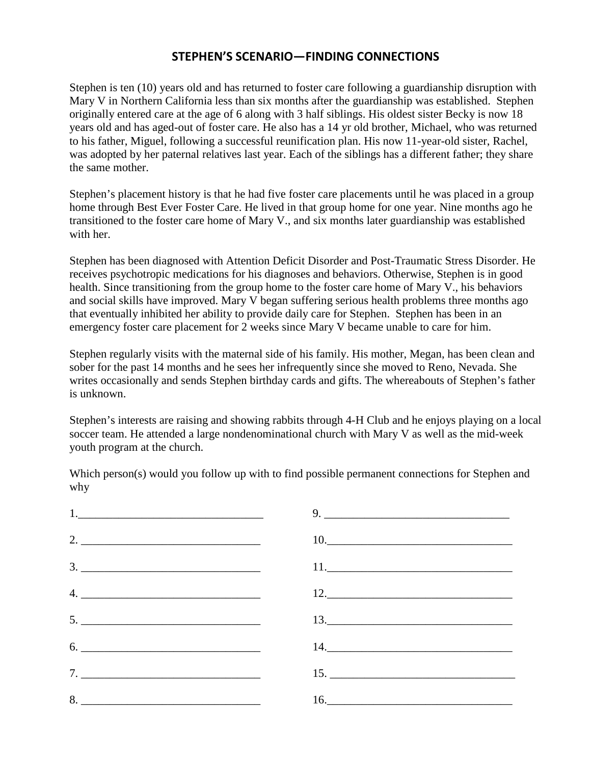## STEPHEN'S SCENARIO—FINDING CONNECTIONS

Stephen is ten (10) years old and has returned to foster care following a guardianship disruption with Mary V in Northern California less than six months after the guardianship was established. Stephen originally entered care at the age of 6 along with 3 half siblings. His oldest sister Becky is now 18 years old and has aged-out of foster care. He also has a 14 yr old brother, Michael, who was returned to his father, Miguel, following a successful reunification plan. His now 11-year-old sister, Rachel, was adopted by her paternal relatives last year. Each of the siblings has a different father; they share the same mother.

Stephen's placement history is that he had five foster care placements until he was placed in a group home through Best Ever Foster Care. He lived in that group home for one year. Nine months ago he transitioned to the foster care home of Mary V., and six months later guardianship was established with her.

Stephen has been diagnosed with Attention Deficit Disorder and Post-Traumatic Stress Disorder. He receives psychotropic medications for his diagnoses and behaviors. Otherwise, Stephen is in good health. Since transitioning from the group home to the foster care home of Mary V., his behaviors and social skills have improved. Mary V began suffering serious health problems three months ago that eventually inhibited her ability to provide daily care for Stephen. Stephen has been in an emergency foster care placement for 2 weeks since Mary V became unable to care for him.

Stephen regularly visits with the maternal side of his family. His mother, Megan, has been clean and sober for the past 14 months and he sees her infrequently since she moved to Reno, Nevada. She writes occasionally and sends Stephen birthday cards and gifts. The whereabouts of Stephen's father is unknown.

Stephen's interests are raising and showing rabbits through 4-H Club and he enjoys playing on a local soccer team. He attended a large nondenominational church with Mary V as well as the mid-week youth program at the church.

Which person(s) would you follow up with to find possible permanent connections for Stephen and why

1. ______________________________

2. ______________________________

3. ______________________________

4. ______________________________

5. ______________________________

6. ______________________________

7. ______________________________

8. ______________________________

9. ______________________________

10. ______________________________

11. ______________________________

12. ______________________________

13. ______________________________

14. ______________________________

15. ______________________________

16. ______________________________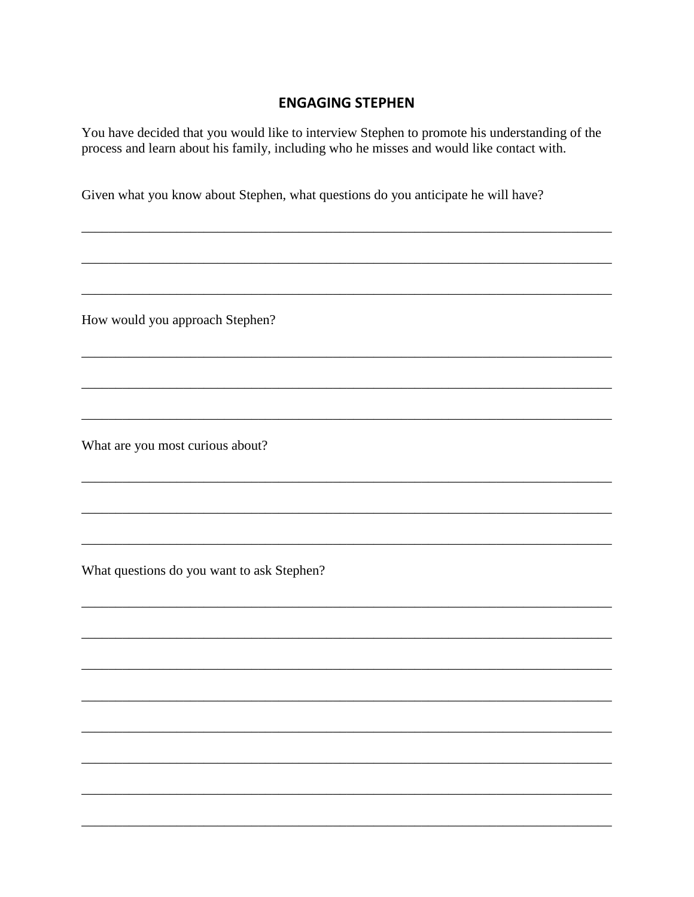## ENGAGING STEPHEN

You have decided that you would like to interview Stephen to promote his understanding of the process and learn about his family, including who he misses and would like contact with.

Given what you know about Stephen, what questions do you anticipate he will have?

\_\_\_\_\_\_\_\_\_\_\_\_\_\_\_\_\_\_\_\_\_\_\_\_\_\_\_\_\_\_\_\_\_\_\_\_\_\_\_\_\_\_\_\_\_\_\_\_\_\_\_\_\_\_\_\_\_\_\_\_\_\_\_\_\_\_\_\_\_\_\_\_\_\_\_\_

\_\_\_\_\_\_\_\_\_\_\_\_\_\_\_\_\_\_\_\_\_\_\_\_\_\_\_\_\_\_\_\_\_\_\_\_\_\_\_\_\_\_\_\_\_\_\_\_\_\_\_\_\_\_\_\_\_\_\_\_\_\_\_\_\_\_\_\_\_\_\_\_\_\_\_\_

\_\_\_\_\_\_\_\_\_\_\_\_\_\_\_\_\_\_\_\_\_\_\_\_\_\_\_\_\_\_\_\_\_\_\_\_\_\_\_\_\_\_\_\_\_\_\_\_\_\_\_\_\_\_\_\_\_\_\_\_\_\_\_\_\_\_\_\_\_\_\_\_\_\_\_\_

How would you approach Stephen?

\_\_\_\_\_\_\_\_\_\_\_\_\_\_\_\_\_\_\_\_\_\_\_\_\_\_\_\_\_\_\_\_\_\_\_\_\_\_\_\_\_\_\_\_\_\_\_\_\_\_\_\_\_\_\_\_\_\_\_\_\_\_\_\_\_\_\_\_\_\_\_\_\_\_\_\_

\_\_\_\_\_\_\_\_\_\_\_\_\_\_\_\_\_\_\_\_\_\_\_\_\_\_\_\_\_\_\_\_\_\_\_\_\_\_\_\_\_\_\_\_\_\_\_\_\_\_\_\_\_\_\_\_\_\_\_\_\_\_\_\_\_\_\_\_\_\_\_\_\_\_\_\_

\_\_\_\_\_\_\_\_\_\_\_\_\_\_\_\_\_\_\_\_\_\_\_\_\_\_\_\_\_\_\_\_\_\_\_\_\_\_\_\_\_\_\_\_\_\_\_\_\_\_\_\_\_\_\_\_\_\_\_\_\_\_\_\_\_\_\_\_\_\_\_\_\_\_\_\_

What are you most curious about?

\_\_\_\_\_\_\_\_\_\_\_\_\_\_\_\_\_\_\_\_\_\_\_\_\_\_\_\_\_\_\_\_\_\_\_\_\_\_\_\_\_\_\_\_\_\_\_\_\_\_\_\_\_\_\_\_\_\_\_\_\_\_\_\_\_\_\_\_\_\_\_\_\_\_\_\_

\_\_\_\_\_\_\_\_\_\_\_\_\_\_\_\_\_\_\_\_\_\_\_\_\_\_\_\_\_\_\_\_\_\_\_\_\_\_\_\_\_\_\_\_\_\_\_\_\_\_\_\_\_\_\_\_\_\_\_\_\_\_\_\_\_\_\_\_\_\_\_\_\_\_\_\_

\_\_\_\_\_\_\_\_\_\_\_\_\_\_\_\_\_\_\_\_\_\_\_\_\_\_\_\_\_\_\_\_\_\_\_\_\_\_\_\_\_\_\_\_\_\_\_\_\_\_\_\_\_\_\_\_\_\_\_\_\_\_\_\_\_\_\_\_\_\_\_\_\_\_\_\_

What questions do you want to ask Stephen?

\_\_\_\_\_\_\_\_\_\_\_\_\_\_\_\_\_\_\_\_\_\_\_\_\_\_\_\_\_\_\_\_\_\_\_\_\_\_\_\_\_\_\_\_\_\_\_\_\_\_\_\_\_\_\_\_\_\_\_\_\_\_\_\_\_\_\_\_\_\_\_\_\_\_\_\_

\_\_\_\_\_\_\_\_\_\_\_\_\_\_\_\_\_\_\_\_\_\_\_\_\_\_\_\_\_\_\_\_\_\_\_\_\_\_\_\_\_\_\_\_\_\_\_\_\_\_\_\_\_\_\_\_\_\_\_\_\_\_\_\_\_\_\_\_\_\_\_\_\_\_\_\_

\_\_\_\_\_\_\_\_\_\_\_\_\_\_\_\_\_\_\_\_\_\_\_\_\_\_\_\_\_\_\_\_\_\_\_\_\_\_\_\_\_\_\_\_\_\_\_\_\_\_\_\_\_\_\_\_\_\_\_\_\_\_\_\_\_\_\_\_\_\_\_\_\_\_\_\_

\_\_\_\_\_\_\_\_\_\_\_\_\_\_\_\_\_\_\_\_\_\_\_\_\_\_\_\_\_\_\_\_\_\_\_\_\_\_\_\_\_\_\_\_\_\_\_\_\_\_\_\_\_\_\_\_\_\_\_\_\_\_\_\_\_\_\_\_\_\_\_\_\_\_\_\_

\_\_\_\_\_\_\_\_\_\_\_\_\_\_\_\_\_\_\_\_\_\_\_\_\_\_\_\_\_\_\_\_\_\_\_\_\_\_\_\_\_\_\_\_\_\_\_\_\_\_\_\_\_\_\_\_\_\_\_\_\_\_\_\_\_\_\_\_\_\_\_\_\_\_\_\_

\_\_\_\_\_\_\_\_\_\_\_\_\_\_\_\_\_\_\_\_\_\_\_\_\_\_\_\_\_\_\_\_\_\_\_\_\_\_\_\_\_\_\_\_\_\_\_\_\_\_\_\_\_\_\_\_\_\_\_\_\_\_\_\_\_\_\_\_\_\_\_\_\_\_\_\_

\_\_\_\_\_\_\_\_\_\_\_\_\_\_\_\_\_\_\_\_\_\_\_\_\_\_\_\_\_\_\_\_\_\_\_\_\_\_\_\_\_\_\_\_\_\_\_\_\_\_\_\_\_\_\_\_\_\_\_\_\_\_\_\_\_\_\_\_\_\_\_\_\_\_\_\_

\_\_\_\_\_\_\_\_\_\_\_\_\_\_\_\_\_\_\_\_\_\_\_\_\_\_\_\_\_\_\_\_\_\_\_\_\_\_\_\_\_\_\_\_\_\_\_\_\_\_\_\_\_\_\_\_\_\_\_\_\_\_\_\_\_\_\_\_\_\_\_\_\_\_\_\_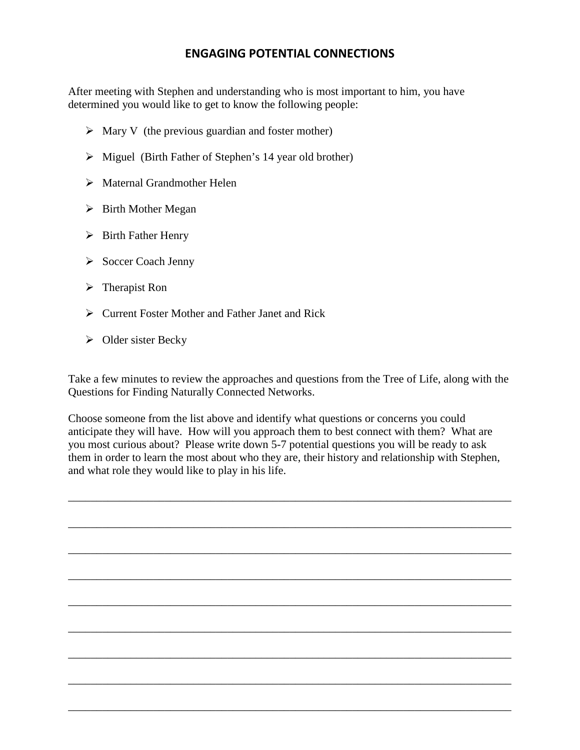## ENGAGING POTENTIAL CONNECTIONS

After meeting with Stephen and understanding who is most important to him, you have determined you would like to get to know the following people:

- Mary V (the previous guardian and foster mother)
- Miguel (Birth Father of Stephen's 14 year old brother)
- Maternal Grandmother Helen
- Birth Mother Megan
- Birth Father Henry
- Soccer Coach Jenny
- Therapist Ron
- Current Foster Mother and Father Janet and Rick
- Older sister Becky

Take a few minutes to review the approaches and questions from the Tree of Life, along with the Questions for Finding Naturally Connected Networks.

Choose someone from the list above and identify what questions or concerns you could anticipate they will have. How will you approach them to best connect with them? What are you most curious about? Please write down 5-7 potential questions you will be ready to ask them in order to learn the most about who they are, their history and relationship with Stephen, and what role they would like to play in his life.

\_\_\_\_\_\_\_\_\_\_\_\_\_\_\_\_\_\_\_\_\_\_\_\_\_\_\_\_\_\_\_\_\_\_\_\_\_\_\_\_\_\_\_\_\_\_\_\_\_\_\_\_\_\_\_\_\_\_\_\_\_\_\_\_\_\_\_\_\_\_\_\_\_\_

\_\_\_\_\_\_\_\_\_\_\_\_\_\_\_\_\_\_\_\_\_\_\_\_\_\_\_\_\_\_\_\_\_\_\_\_\_\_\_\_\_\_\_\_\_\_\_\_\_\_\_\_\_\_\_\_\_\_\_\_\_\_\_\_\_\_\_\_\_\_\_\_\_\_

\_\_\_\_\_\_\_\_\_\_\_\_\_\_\_\_\_\_\_\_\_\_\_\_\_\_\_\_\_\_\_\_\_\_\_\_\_\_\_\_\_\_\_\_\_\_\_\_\_\_\_\_\_\_\_\_\_\_\_\_\_\_\_\_\_\_\_\_\_\_\_\_\_\_

\_\_\_\_\_\_\_\_\_\_\_\_\_\_\_\_\_\_\_\_\_\_\_\_\_\_\_\_\_\_\_\_\_\_\_\_\_\_\_\_\_\_\_\_\_\_\_\_\_\_\_\_\_\_\_\_\_\_\_\_\_\_\_\_\_\_\_\_\_\_\_\_\_\_

\_\_\_\_\_\_\_\_\_\_\_\_\_\_\_\_\_\_\_\_\_\_\_\_\_\_\_\_\_\_\_\_\_\_\_\_\_\_\_\_\_\_\_\_\_\_\_\_\_\_\_\_\_\_\_\_\_\_\_\_\_\_\_\_\_\_\_\_\_\_\_\_\_\_

\_\_\_\_\_\_\_\_\_\_\_\_\_\_\_\_\_\_\_\_\_\_\_\_\_\_\_\_\_\_\_\_\_\_\_\_\_\_\_\_\_\_\_\_\_\_\_\_\_\_\_\_\_\_\_\_\_\_\_\_\_\_\_\_\_\_\_\_\_\_\_\_\_\_

\_\_\_\_\_\_\_\_\_\_\_\_\_\_\_\_\_\_\_\_\_\_\_\_\_\_\_\_\_\_\_\_\_\_\_\_\_\_\_\_\_\_\_\_\_\_\_\_\_\_\_\_\_\_\_\_\_\_\_\_\_\_\_\_\_\_\_\_\_\_\_\_\_\_

\_\_\_\_\_\_\_\_\_\_\_\_\_\_\_\_\_\_\_\_\_\_\_\_\_\_\_\_\_\_\_\_\_\_\_\_\_\_\_\_\_\_\_\_\_\_\_\_\_\_\_\_\_\_\_\_\_\_\_\_\_\_\_\_\_\_\_\_\_\_\_\_\_\_

\_\_\_\_\_\_\_\_\_\_\_\_\_\_\_\_\_\_\_\_\_\_\_\_\_\_\_\_\_\_\_\_\_\_\_\_\_\_\_\_\_\_\_\_\_\_\_\_\_\_\_\_\_\_\_\_\_\_\_\_\_\_\_\_\_\_\_\_\_\_\_\_\_\_